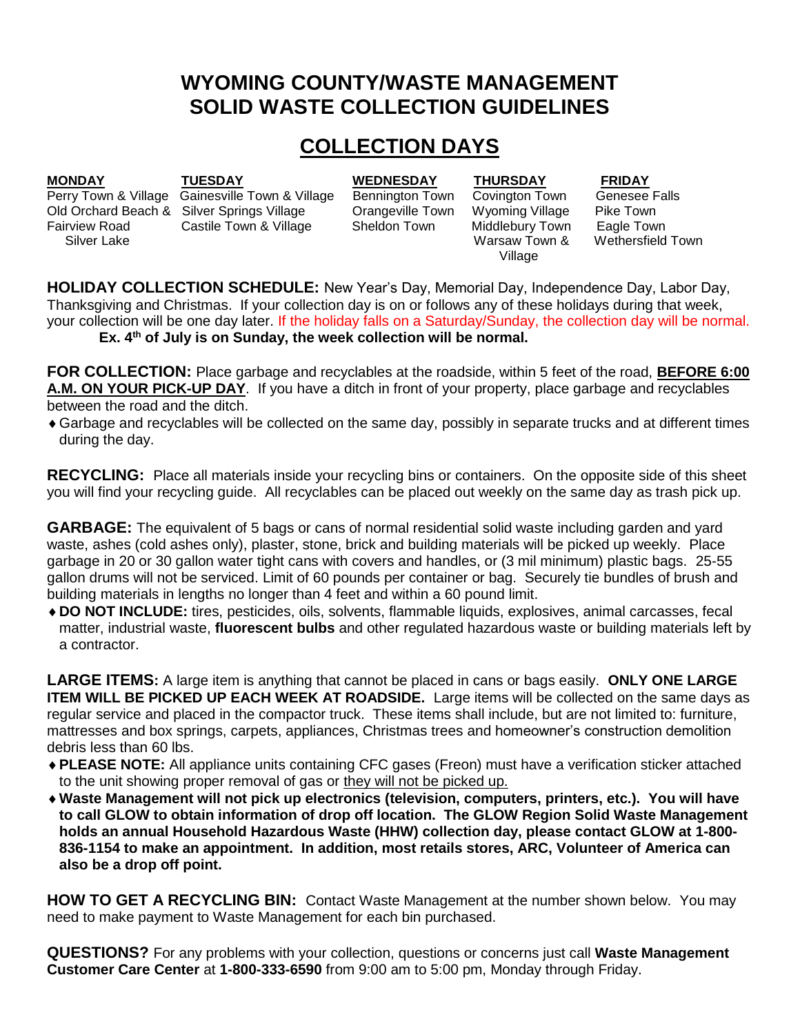# WYOMING COUNTY/WASTE MANAGEMENT SOLID WASTE COLLECTION GUIDELINES

## COLLECTION DAYS

| MONDAY | TUESDAY | WEDNESDAY | THURSDAY | FRIDAY |
|---|---|---|---|---|
| Perry Town & Village | Gainesville Town & Village | Bennington Town | Covington Town | Genesee Falls |
| Old Orchard Beach & Fairview Road Silver Lake | Silver Springs Village | Orangeville Town | Wyoming Village | Pike Town |
| | Castile Town & Village | Sheldon Town | Middlebury Town | Eagle Town |
| | | | Warsaw Town & Village | Wethersfield Town |

**HOLIDAY COLLECTION SCHEDULE:** New Year's Day, Memorial Day, Independence Day, Labor Day, Thanksgiving and Christmas. If your collection day is on or follows any of these holidays during that week, your collection will be one day later. If the holiday falls on a Saturday/Sunday, the collection day will be normal.

**Ex. 4th of July is on Sunday, the week collection will be normal.**

**FOR COLLECTION:** Place garbage and recyclables at the roadside, within 5 feet of the road, **BEFORE 6:00 A.M. ON YOUR PICK-UP DAY**. If you have a ditch in front of your property, place garbage and recyclables between the road and the ditch.

- Garbage and recyclables will be collected on the same day, possibly in separate trucks and at different times during the day.

**RECYCLING:** Place all materials inside your recycling bins or containers. On the opposite side of this sheet you will find your recycling guide. All recyclables can be placed out weekly on the same day as trash pick up.

**GARBAGE:** The equivalent of 5 bags or cans of normal residential solid waste including garden and yard waste, ashes (cold ashes only), plaster, stone, brick and building materials will be picked up weekly. Place garbage in 20 or 30 gallon water tight cans with covers and handles, or (3 mil minimum) plastic bags. 25-55 gallon drums will not be serviced. Limit of 60 pounds per container or bag. Securely tie bundles of brush and building materials in lengths no longer than 4 feet and within a 60 pound limit.

- **DO NOT INCLUDE:** tires, pesticides, oils, solvents, flammable liquids, explosives, animal carcasses, fecal matter, industrial waste, **fluorescent bulbs** and other regulated hazardous waste or building materials left by a contractor.

**LARGE ITEMS:** A large item is anything that cannot be placed in cans or bags easily. **ONLY ONE LARGE ITEM WILL BE PICKED UP EACH WEEK AT ROADSIDE.** Large items will be collected on the same days as regular service and placed in the compactor truck. These items shall include, but are not limited to: furniture, mattresses and box springs, carpets, appliances, Christmas trees and homeowner's construction demolition debris less than 60 lbs.

- **PLEASE NOTE:** All appliance units containing CFC gases (Freon) must have a verification sticker attached to the unit showing proper removal of gas or they will not be picked up.
- **Waste Management will not pick up electronics (television, computers, printers, etc.). You will have to call GLOW to obtain information of drop off location. The GLOW Region Solid Waste Management holds an annual Household Hazardous Waste (HHW) collection day, please contact GLOW at 1-800-836-1154 to make an appointment. In addition, most retails stores, ARC, Volunteer of America can also be a drop off point.**

**HOW TO GET A RECYCLING BIN:** Contact Waste Management at the number shown below. You may need to make payment to Waste Management for each bin purchased.

**QUESTIONS?** For any problems with your collection, questions or concerns just call **Waste Management Customer Care Center** at **1-800-333-6590** from 9:00 am to 5:00 pm, Monday through Friday.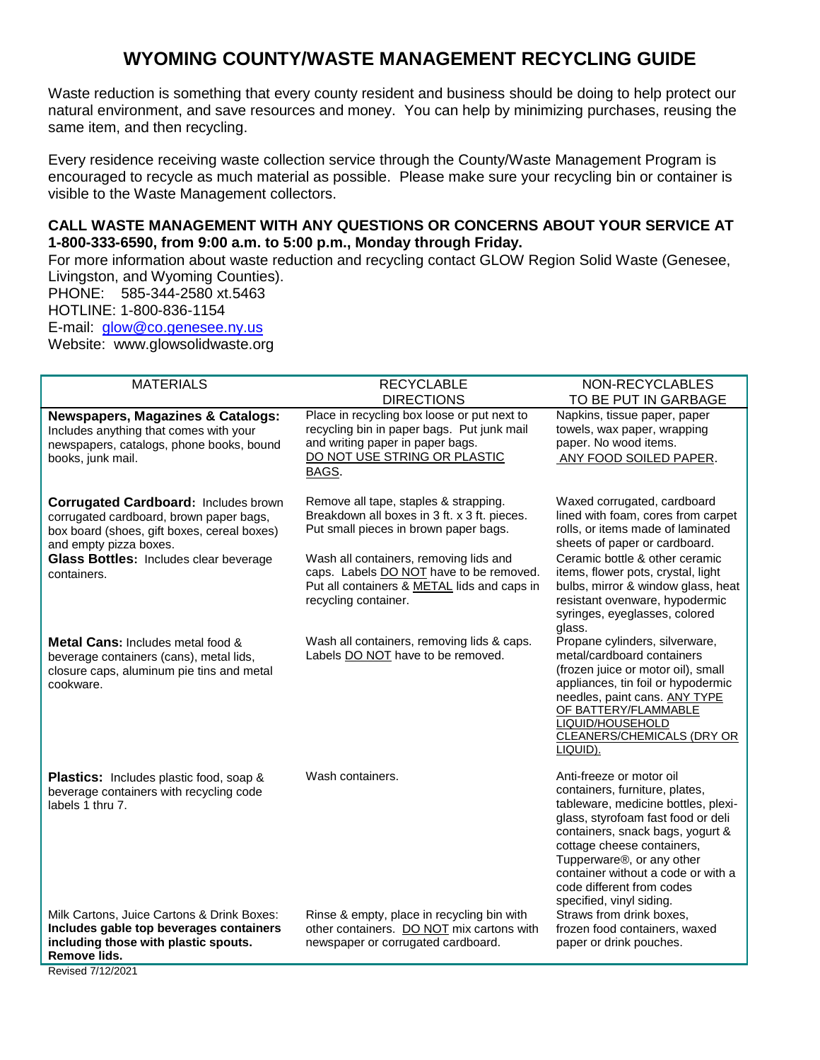# WYOMING COUNTY/WASTE MANAGEMENT RECYCLING GUIDE

Waste reduction is something that every county resident and business should be doing to help protect our natural environment, and save resources and money. You can help by minimizing purchases, reusing the same item, and then recycling.

Every residence receiving waste collection service through the County/Waste Management Program is encouraged to recycle as much material as possible. Please make sure your recycling bin or container is visible to the Waste Management collectors.

**CALL WASTE MANAGEMENT WITH ANY QUESTIONS OR CONCERNS ABOUT YOUR SERVICE AT 1-800-333-6590, from 9:00 a.m. to 5:00 p.m., Monday through Friday.**

For more information about waste reduction and recycling contact GLOW Region Solid Waste (Genesee, Livingston, and Wyoming Counties).

PHONE: 585-344-2580 xt.5463
HOTLINE: 1-800-836-1154
E-mail: glow@co.genesee.ny.us
Website: www.glowsolidwaste.org

| MATERIALS | RECYCLABLE DIRECTIONS | NON-RECYCLABLES TO BE PUT IN GARBAGE |
|---|---|---|
| **Newspapers, Magazines & Catalogs:** Includes anything that comes with your newspapers, catalogs, phone books, bound books, junk mail. | Place in recycling box loose or put next to recycling bin in paper bags. Put junk mail and writing paper in paper bags. DO NOT USE STRING OR PLASTIC BAGS. | Napkins, tissue paper, paper towels, wax paper, wrapping paper. No wood items. ANY FOOD SOILED PAPER. |
| **Corrugated Cardboard:** Includes brown corrugated cardboard, brown paper bags, box board (shoes, gift boxes, cereal boxes) and empty pizza boxes. | Remove all tape, staples & strapping. Breakdown all boxes in 3 ft. x 3 ft. pieces. Put small pieces in brown paper bags. | Waxed corrugated, cardboard lined with foam, cores from carpet rolls, or items made of laminated sheets of paper or cardboard. |
| **Glass Bottles:** Includes clear beverage containers. | Wash all containers, removing lids and caps. Labels DO NOT have to be removed. Put all containers & METAL lids and caps in recycling container. | Ceramic bottle & other ceramic items, flower pots, crystal, light bulbs, mirror & window glass, heat resistant ovenware, hypodermic syringes, eyeglasses, colored glass. |
| **Metal Cans:** Includes metal food & beverage containers (cans), metal lids, closure caps, aluminum pie tins and metal cookware. | Wash all containers, removing lids & caps. Labels DO NOT have to be removed. | Propane cylinders, silverware, metal/cardboard containers (frozen juice or motor oil), small appliances, tin foil or hypodermic needles, paint cans. ANY TYPE OF BATTERY/FLAMMABLE LIQUID/HOUSEHOLD CLEANERS/CHEMICALS (DRY OR LIQUID). |
| **Plastics:** Includes plastic food, soap & beverage containers with recycling code labels 1 thru 7. | Wash containers. | Anti-freeze or motor oil containers, furniture, plates, tableware, medicine bottles, plexi-glass, styrofoam fast food or deli containers, snack bags, yogurt & cottage cheese containers, Tupperware®, or any other container without a code or with a code different from codes specified, vinyl siding. |
| Milk Cartons, Juice Cartons & Drink Boxes: **Includes gable top beverages containers including those with plastic spouts. Remove lids.** | Rinse & empty, place in recycling bin with other containers. DO NOT mix cartons with newspaper or corrugated cardboard. | Straws from drink boxes, frozen food containers, waxed paper or drink pouches. |

Revised 7/12/2021